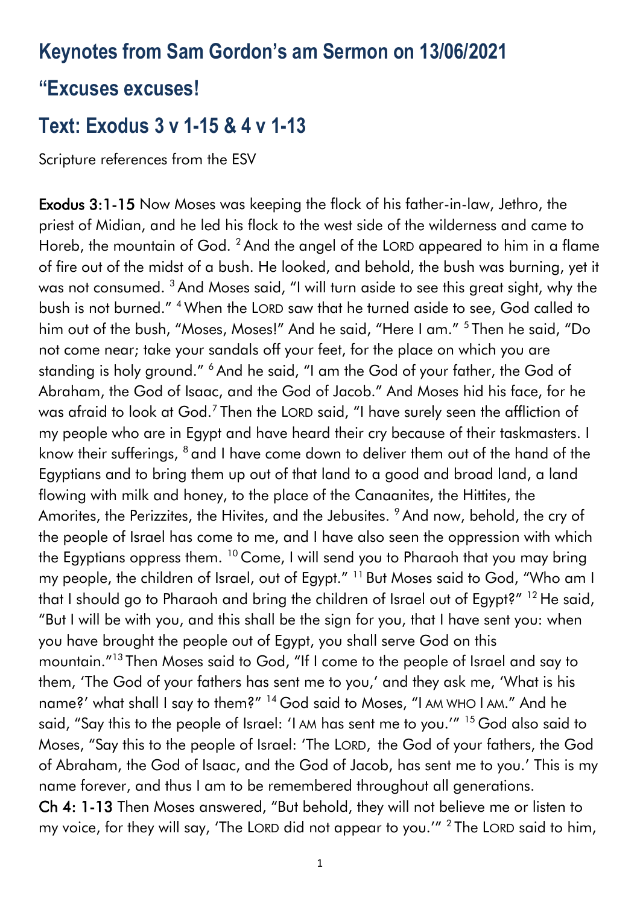# Keynotes from Sam Gordon's am Sermon on 13/06/2021

# "Excuses excuses!

# Text: Exodus 3 v 1-15 & 4 v 1-13

Scripture references from the ESV

**Exodus 3:1-15** Now Moses was keeping the flock of his father-in-law, Jethro, the priest of Midian, and he led his flock to the west side of the wilderness and came to Horeb, the mountain of God. [2] And the angel of the LORD appeared to him in a flame of fire out of the midst of a bush. He looked, and behold, the bush was burning, yet it was not consumed. [3] And Moses said, "I will turn aside to see this great sight, why the bush is not burned." [4] When the LORD saw that he turned aside to see, God called to him out of the bush, "Moses, Moses!" And he said, "Here I am." [5] Then he said, "Do not come near; take your sandals off your feet, for the place on which you are standing is holy ground." [6] And he said, "I am the God of your father, the God of Abraham, the God of Isaac, and the God of Jacob." And Moses hid his face, for he was afraid to look at God.[7] Then the LORD said, "I have surely seen the affliction of my people who are in Egypt and have heard their cry because of their taskmasters. I know their sufferings, [8] and I have come down to deliver them out of the hand of the Egyptians and to bring them up out of that land to a good and broad land, a land flowing with milk and honey, to the place of the Canaanites, the Hittites, the Amorites, the Perizzites, the Hivites, and the Jebusites. [9] And now, behold, the cry of the people of Israel has come to me, and I have also seen the oppression with which the Egyptians oppress them. [10] Come, I will send you to Pharaoh that you may bring my people, the children of Israel, out of Egypt." [11] But Moses said to God, "Who am I that I should go to Pharaoh and bring the children of Israel out of Egypt?" [12] He said, "But I will be with you, and this shall be the sign for you, that I have sent you: when you have brought the people out of Egypt, you shall serve God on this mountain."[13] Then Moses said to God, "If I come to the people of Israel and say to them, 'The God of your fathers has sent me to you,' and they ask me, 'What is his name?' what shall I say to them?" [14] God said to Moses, "I AM WHO I AM." And he said, "Say this to the people of Israel: 'I AM has sent me to you.'" [15] God also said to Moses, "Say this to the people of Israel: 'The LORD, the God of your fathers, the God of Abraham, the God of Isaac, and the God of Jacob, has sent me to you.' This is my name forever, and thus I am to be remembered throughout all generations.

**Ch 4: 1-13** Then Moses answered, "But behold, they will not believe me or listen to my voice, for they will say, 'The LORD did not appear to you.'" [2] The LORD said to him,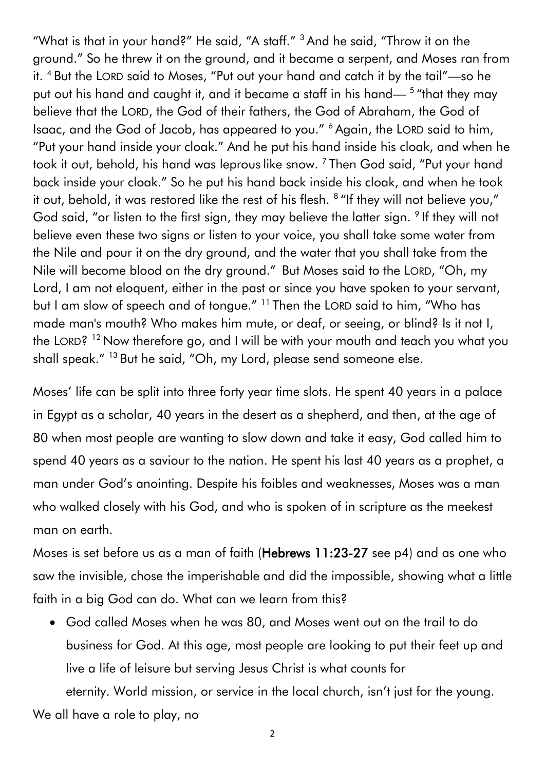"What is that in your hand?" He said, "A staff." [3] And he said, "Throw it on the ground." So he threw it on the ground, and it became a serpent, and Moses ran from it. [4] But the LORD said to Moses, "Put out your hand and catch it by the tail"—so he put out his hand and caught it, and it became a staff in his hand— [5] "that they may believe that the LORD, the God of their fathers, the God of Abraham, the God of Isaac, and the God of Jacob, has appeared to you." [6] Again, the LORD said to him, "Put your hand inside your cloak." And he put his hand inside his cloak, and when he took it out, behold, his hand was leprous like snow. [7] Then God said, "Put your hand back inside your cloak." So he put his hand back inside his cloak, and when he took it out, behold, it was restored like the rest of his flesh. [8] "If they will not believe you," God said, "or listen to the first sign, they may believe the latter sign. [9] If they will not believe even these two signs or listen to your voice, you shall take some water from the Nile and pour it on the dry ground, and the water that you shall take from the Nile will become blood on the dry ground." But Moses said to the LORD, "Oh, my Lord, I am not eloquent, either in the past or since you have spoken to your servant, but I am slow of speech and of tongue." [11] Then the LORD said to him, "Who has made man's mouth? Who makes him mute, or deaf, or seeing, or blind? Is it not I, the LORD? [12] Now therefore go, and I will be with your mouth and teach you what you shall speak." [13] But he said, "Oh, my Lord, please send someone else.

Moses' life can be split into three forty year time slots. He spent 40 years in a palace in Egypt as a scholar, 40 years in the desert as a shepherd, and then, at the age of 80 when most people are wanting to slow down and take it easy, God called him to spend 40 years as a saviour to the nation. He spent his last 40 years as a prophet, a man under God's anointing. Despite his foibles and weaknesses, Moses was a man who walked closely with his God, and who is spoken of in scripture as the meekest man on earth.

Moses is set before us as a man of faith (**Hebrews 11:23-27** see p4) and as one who saw the invisible, chose the imperishable and did the impossible, showing what a little faith in a big God can do. What can we learn from this?

- God called Moses when he was 80, and Moses went out on the trail to do business for God. At this age, most people are looking to put their feet up and live a life of leisure but serving Jesus Christ is what counts for eternity. World mission, or service in the local church, isn't just for the young.

We all have a role to play, no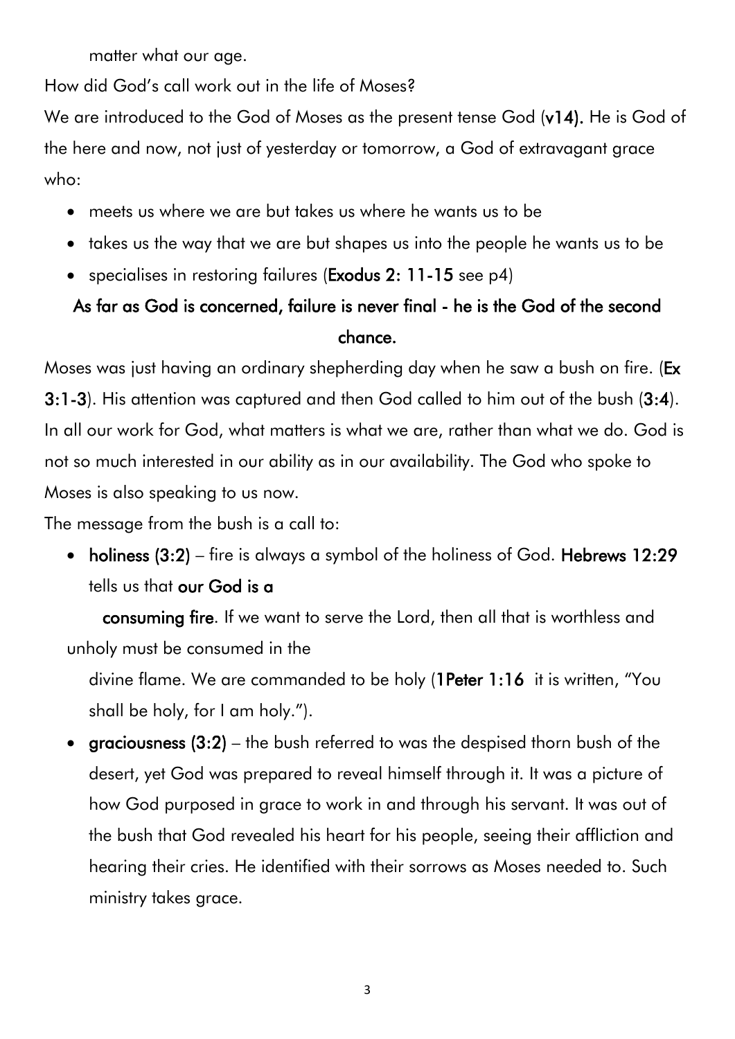matter what our age.

How did God's call work out in the life of Moses?

We are introduced to the God of Moses as the present tense God (**v14).** He is God of the here and now, not just of yesterday or tomorrow, a God of extravagant grace who:

- meets us where we are but takes us where he wants us to be
- takes us the way that we are but shapes us into the people he wants us to be
- specialises in restoring failures (**Exodus 2: 11-15** see p4)

**As far as God is concerned, failure is never final - he is the God of the second chance.**

Moses was just having an ordinary shepherding day when he saw a bush on fire. (**Ex 3:1-3**). His attention was captured and then God called to him out of the bush (**3:4**). In all our work for God, what matters is what we are, rather than what we do. God is not so much interested in our ability as in our availability. The God who spoke to Moses is also speaking to us now.

The message from the bush is a call to:

- **holiness (3:2)** – fire is always a symbol of the holiness of God. **Hebrews 12:29** tells us that **our God is a consuming fire**. If we want to serve the Lord, then all that is worthless and unholy must be consumed in the divine flame. We are commanded to be holy (**1Peter 1:16** it is written, "You shall be holy, for I am holy.").
- **graciousness (3:2)** – the bush referred to was the despised thorn bush of the desert, yet God was prepared to reveal himself through it. It was a picture of how God purposed in grace to work in and through his servant. It was out of the bush that God revealed his heart for his people, seeing their affliction and hearing their cries. He identified with their sorrows as Moses needed to. Such ministry takes grace.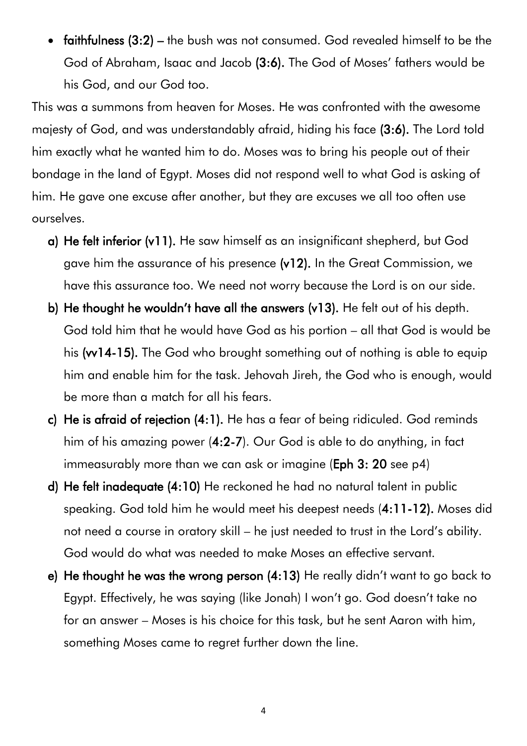- **faithfulness (3:2)** – the bush was not consumed. God revealed himself to be the God of Abraham, Isaac and Jacob **(3:6).** The God of Moses' fathers would be his God, and our God too.

This was a summons from heaven for Moses. He was confronted with the awesome majesty of God, and was understandably afraid, hiding his face **(3:6).** The Lord told him exactly what he wanted him to do. Moses was to bring his people out of their bondage in the land of Egypt. Moses did not respond well to what God is asking of him. He gave one excuse after another, but they are excuses we all too often use ourselves.

a) **He felt inferior (v11).** He saw himself as an insignificant shepherd, but God gave him the assurance of his presence **(v12).** In the Great Commission, we have this assurance too. We need not worry because the Lord is on our side.

b) **He thought he wouldn't have all the answers (v13).** He felt out of his depth. God told him that he would have God as his portion – all that God is would be his **(vv14-15).** The God who brought something out of nothing is able to equip him and enable him for the task. Jehovah Jireh, the God who is enough, would be more than a match for all his fears.

c) **He is afraid of rejection (4:1).** He has a fear of being ridiculed. God reminds him of his amazing power (**4:2-7**). Our God is able to do anything, in fact immeasurably more than we can ask or imagine (**Eph 3: 20** see p4)

d) **He felt inadequate (4:10)** He reckoned he had no natural talent in public speaking. God told him he would meet his deepest needs (**4:11-12).** Moses did not need a course in oratory skill – he just needed to trust in the Lord's ability. God would do what was needed to make Moses an effective servant.

e) **He thought he was the wrong person (4:13)** He really didn't want to go back to Egypt. Effectively, he was saying (like Jonah) I won't go. God doesn't take no for an answer – Moses is his choice for this task, but he sent Aaron with him, something Moses came to regret further down the line.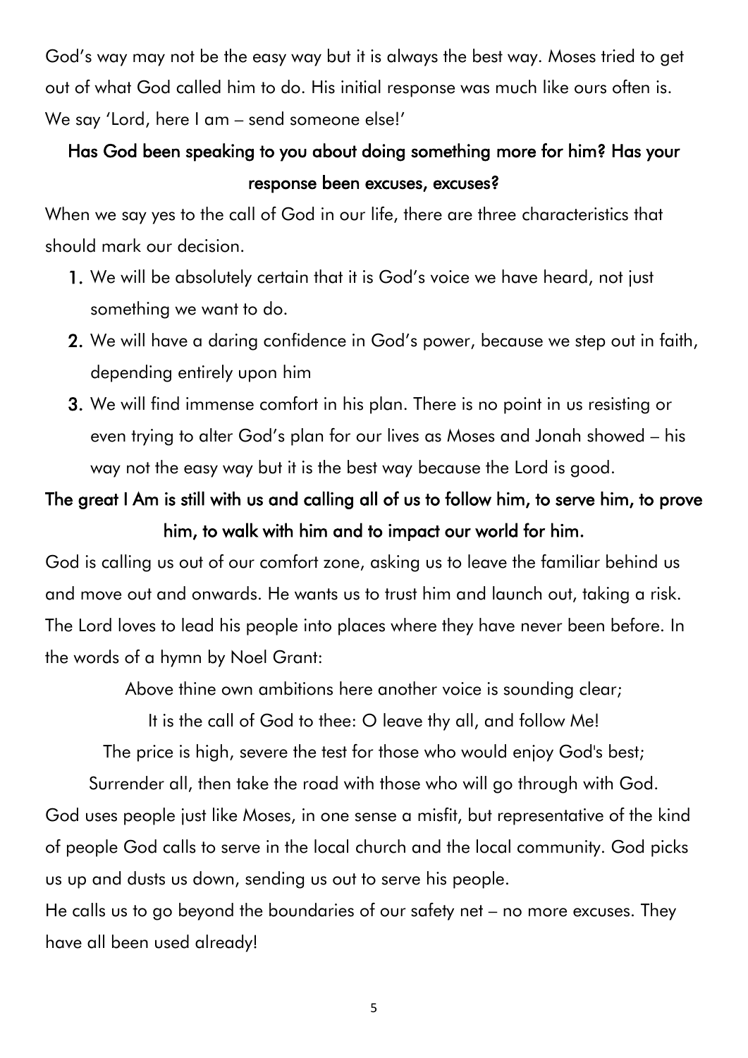God's way may not be the easy way but it is always the best way. Moses tried to get out of what God called him to do. His initial response was much like ours often is. We say 'Lord, here I am – send someone else!'

**Has God been speaking to you about doing something more for him? Has your response been excuses, excuses?**

When we say yes to the call of God in our life, there are three characteristics that should mark our decision.

1. We will be absolutely certain that it is God's voice we have heard, not just something we want to do.
2. We will have a daring confidence in God's power, because we step out in faith, depending entirely upon him
3. We will find immense comfort in his plan. There is no point in us resisting or even trying to alter God's plan for our lives as Moses and Jonah showed – his way not the easy way but it is the best way because the Lord is good.

**The great I Am is still with us and calling all of us to follow him, to serve him, to prove him, to walk with him and to impact our world for him.**

God is calling us out of our comfort zone, asking us to leave the familiar behind us and move out and onwards. He wants us to trust him and launch out, taking a risk. The Lord loves to lead his people into places where they have never been before. In the words of a hymn by Noel Grant:

Above thine own ambitions here another voice is sounding clear;
It is the call of God to thee: O leave thy all, and follow Me!
The price is high, severe the test for those who would enjoy God's best;
Surrender all, then take the road with those who will go through with God.

God uses people just like Moses, in one sense a misfit, but representative of the kind of people God calls to serve in the local church and the local community. God picks us up and dusts us down, sending us out to serve his people.

He calls us to go beyond the boundaries of our safety net – no more excuses. They have all been used already!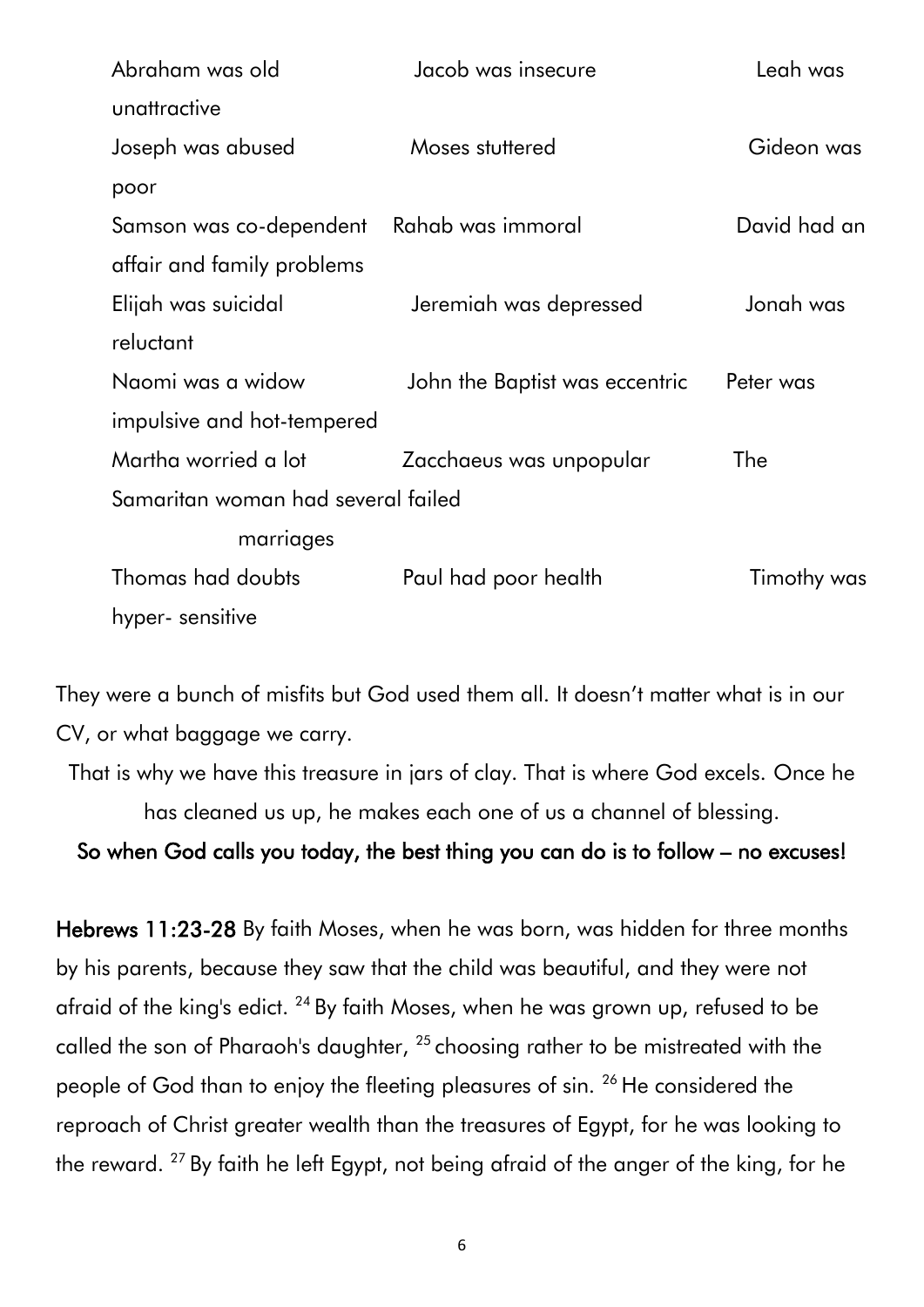Abraham was old  Jacob was insecure  Leah was unattractive
Joseph was abused  Moses stuttered  Gideon was poor
Samson was co-dependent  Rahab was immoral  David had an affair and family problems
Elijah was suicidal  Jeremiah was depressed  Jonah was reluctant
Naomi was a widow  John the Baptist was eccentric  Peter was impulsive and hot-tempered
Martha worried a lot  Zacchaeus was unpopular  The Samaritan woman had several failed marriages
Thomas had doubts  Paul had poor health  Timothy was hyper- sensitive

They were a bunch of misfits but God used them all. It doesn't matter what is in our CV, or what baggage we carry.

That is why we have this treasure in jars of clay. That is where God excels. Once he has cleaned us up, he makes each one of us a channel of blessing.

**So when God calls you today, the best thing you can do is to follow – no excuses!**

**Hebrews 11:23-28** By faith Moses, when he was born, was hidden for three months by his parents, because they saw that the child was beautiful, and they were not afraid of the king's edict. [24] By faith Moses, when he was grown up, refused to be called the son of Pharaoh's daughter, [25] choosing rather to be mistreated with the people of God than to enjoy the fleeting pleasures of sin. [26] He considered the reproach of Christ greater wealth than the treasures of Egypt, for he was looking to the reward. [27] By faith he left Egypt, not being afraid of the anger of the king, for he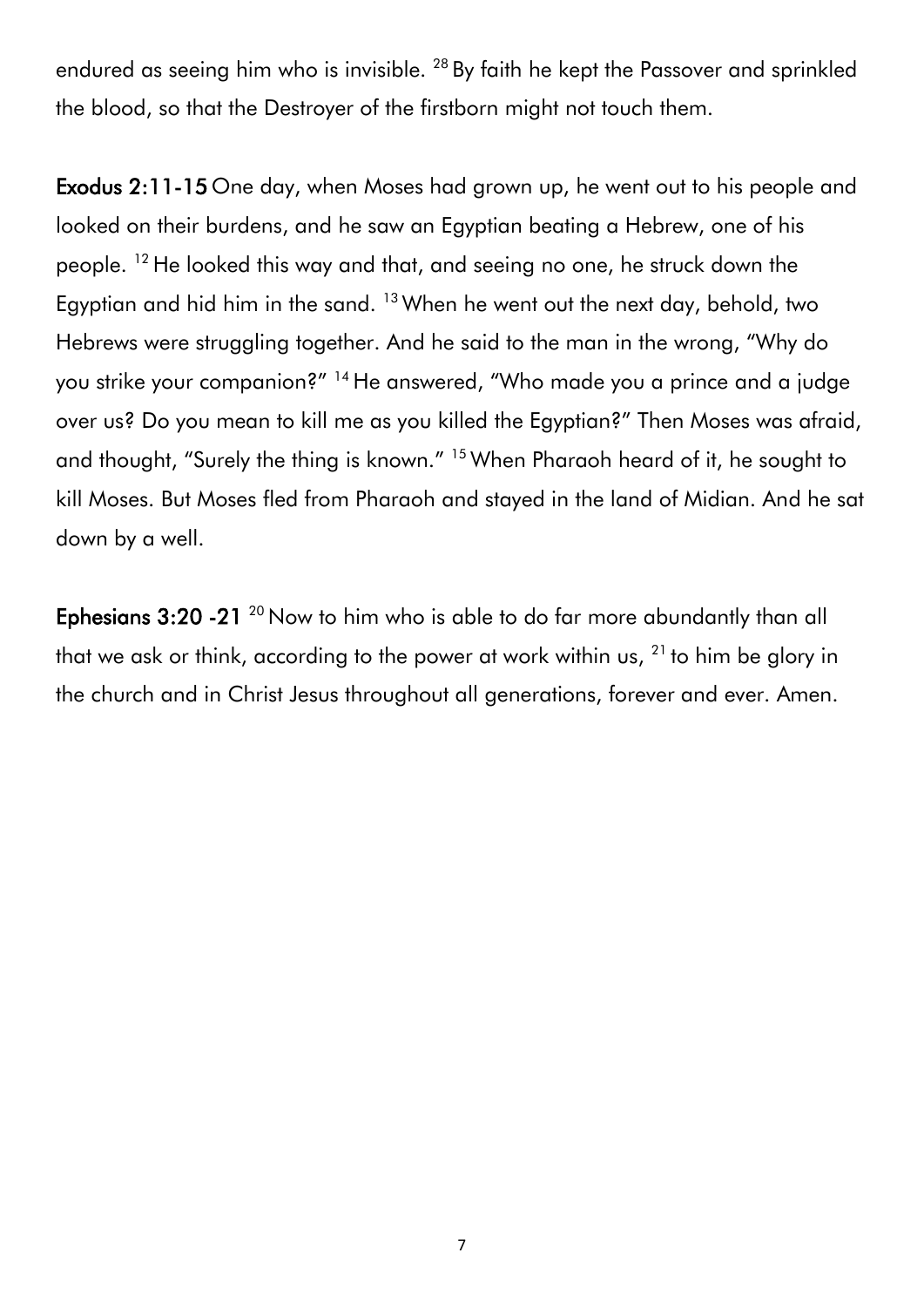endured as seeing him who is invisible. [28] By faith he kept the Passover and sprinkled the blood, so that the Destroyer of the firstborn might not touch them.

**Exodus 2:11-15** One day, when Moses had grown up, he went out to his people and looked on their burdens, and he saw an Egyptian beating a Hebrew, one of his people. [12] He looked this way and that, and seeing no one, he struck down the Egyptian and hid him in the sand. [13] When he went out the next day, behold, two Hebrews were struggling together. And he said to the man in the wrong, "Why do you strike your companion?" [14] He answered, "Who made you a prince and a judge over us? Do you mean to kill me as you killed the Egyptian?" Then Moses was afraid, and thought, "Surely the thing is known." [15] When Pharaoh heard of it, he sought to kill Moses. But Moses fled from Pharaoh and stayed in the land of Midian. And he sat down by a well.

**Ephesians 3:20 -21** [20] Now to him who is able to do far more abundantly than all that we ask or think, according to the power at work within us, [21] to him be glory in the church and in Christ Jesus throughout all generations, forever and ever. Amen.